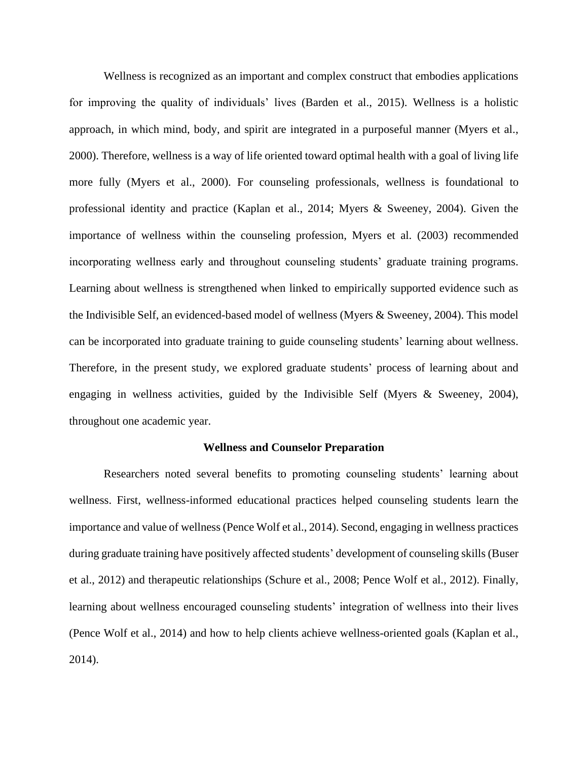Wellness is recognized as an important and complex construct that embodies applications for improving the quality of individuals' lives (Barden et al., 2015). Wellness is a holistic approach, in which mind, body, and spirit are integrated in a purposeful manner (Myers et al., 2000). Therefore, wellness is a way of life oriented toward optimal health with a goal of living life more fully (Myers et al., 2000). For counseling professionals, wellness is foundational to professional identity and practice (Kaplan et al., 2014; Myers & Sweeney, 2004). Given the importance of wellness within the counseling profession, Myers et al. (2003) recommended incorporating wellness early and throughout counseling students' graduate training programs. Learning about wellness is strengthened when linked to empirically supported evidence such as the Indivisible Self, an evidenced-based model of wellness (Myers & Sweeney, 2004). This model can be incorporated into graduate training to guide counseling students' learning about wellness. Therefore, in the present study, we explored graduate students' process of learning about and engaging in wellness activities, guided by the Indivisible Self (Myers & Sweeney, 2004), throughout one academic year.

## Wellness and Counselor Preparation

Researchers noted several benefits to promoting counseling students' learning about wellness. First, wellness-informed educational practices helped counseling students learn the importance and value of wellness (Pence Wolf et al., 2014). Second, engaging in wellness practices during graduate training have positively affected students' development of counseling skills (Buser et al., 2012) and therapeutic relationships (Schure et al., 2008; Pence Wolf et al., 2012). Finally, learning about wellness encouraged counseling students' integration of wellness into their lives (Pence Wolf et al., 2014) and how to help clients achieve wellness-oriented goals (Kaplan et al., 2014).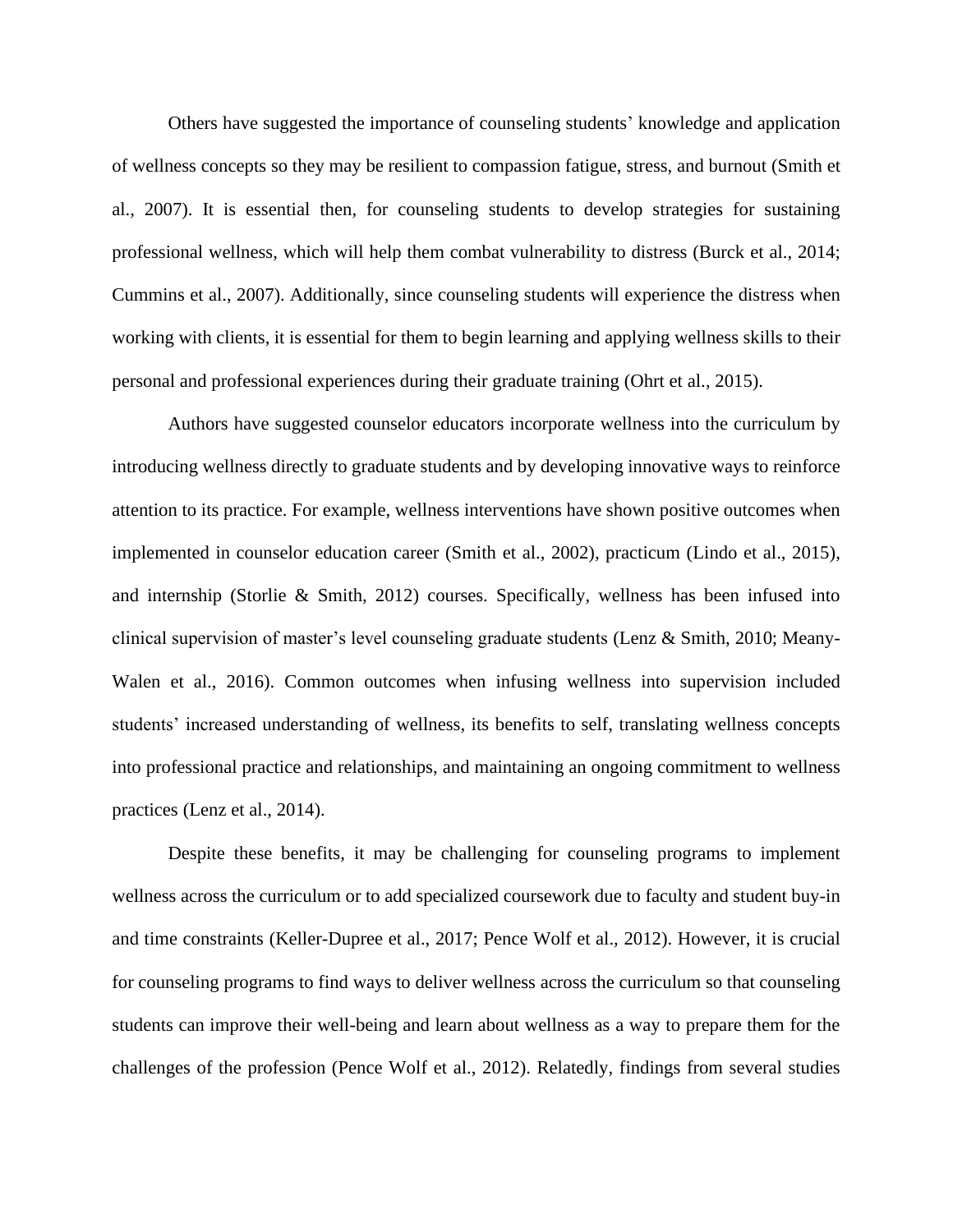Others have suggested the importance of counseling students' knowledge and application of wellness concepts so they may be resilient to compassion fatigue, stress, and burnout (Smith et al., 2007). It is essential then, for counseling students to develop strategies for sustaining professional wellness, which will help them combat vulnerability to distress (Burck et al., 2014; Cummins et al., 2007). Additionally, since counseling students will experience the distress when working with clients, it is essential for them to begin learning and applying wellness skills to their personal and professional experiences during their graduate training (Ohrt et al., 2015).

Authors have suggested counselor educators incorporate wellness into the curriculum by introducing wellness directly to graduate students and by developing innovative ways to reinforce attention to its practice. For example, wellness interventions have shown positive outcomes when implemented in counselor education career (Smith et al., 2002), practicum (Lindo et al., 2015), and internship (Storlie & Smith, 2012) courses. Specifically, wellness has been infused into clinical supervision of master's level counseling graduate students (Lenz & Smith, 2010; Meany-Walen et al., 2016). Common outcomes when infusing wellness into supervision included students' increased understanding of wellness, its benefits to self, translating wellness concepts into professional practice and relationships, and maintaining an ongoing commitment to wellness practices (Lenz et al., 2014).

Despite these benefits, it may be challenging for counseling programs to implement wellness across the curriculum or to add specialized coursework due to faculty and student buy-in and time constraints (Keller-Dupree et al., 2017; Pence Wolf et al., 2012). However, it is crucial for counseling programs to find ways to deliver wellness across the curriculum so that counseling students can improve their well-being and learn about wellness as a way to prepare them for the challenges of the profession (Pence Wolf et al., 2012). Relatedly, findings from several studies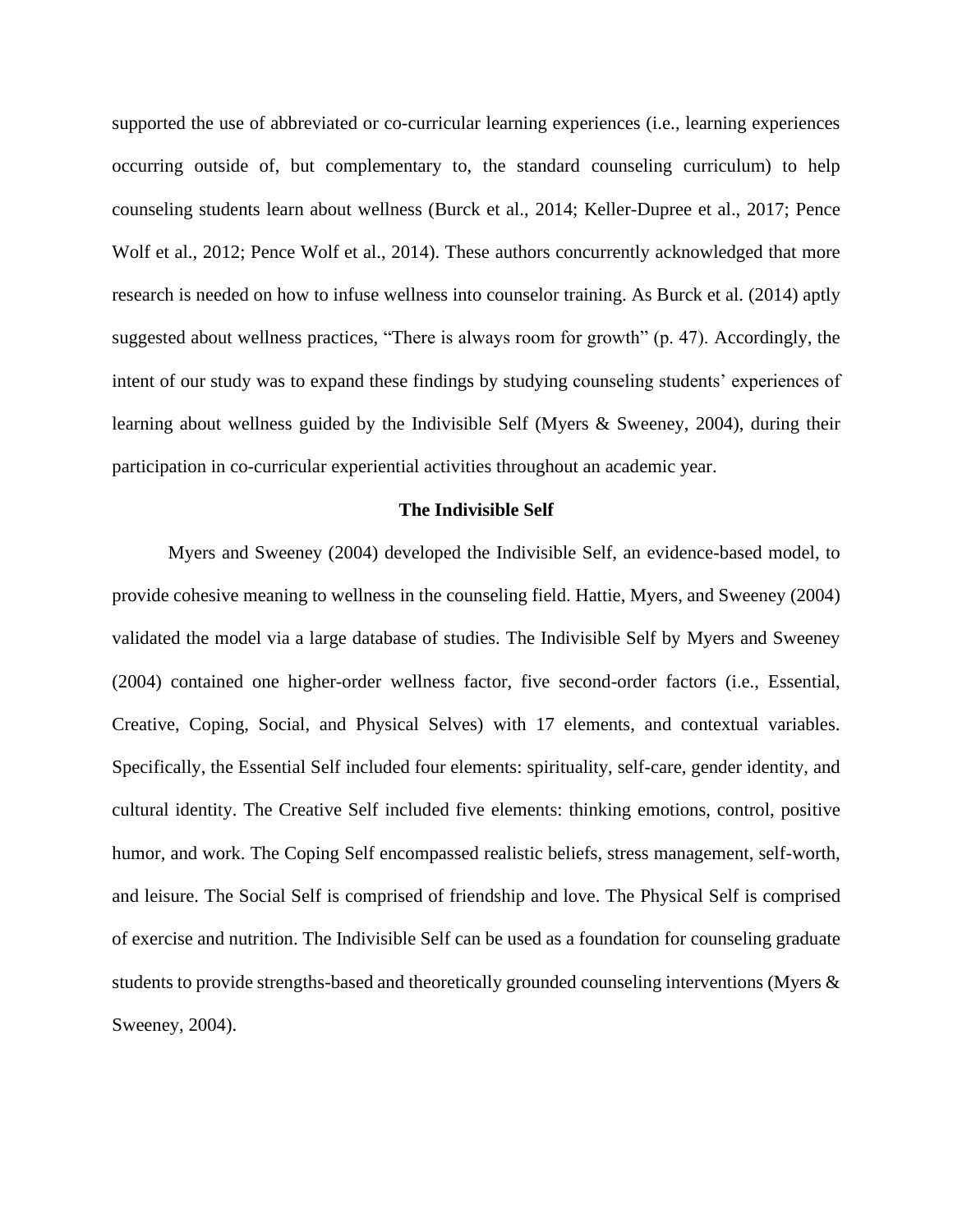supported the use of abbreviated or co-curricular learning experiences (i.e., learning experiences occurring outside of, but complementary to, the standard counseling curriculum) to help counseling students learn about wellness (Burck et al., 2014; Keller-Dupree et al., 2017; Pence Wolf et al., 2012; Pence Wolf et al., 2014). These authors concurrently acknowledged that more research is needed on how to infuse wellness into counselor training. As Burck et al. (2014) aptly suggested about wellness practices, "There is always room for growth" (p. 47). Accordingly, the intent of our study was to expand these findings by studying counseling students' experiences of learning about wellness guided by the Indivisible Self (Myers & Sweeney, 2004), during their participation in co-curricular experiential activities throughout an academic year.

## The Indivisible Self

Myers and Sweeney (2004) developed the Indivisible Self, an evidence-based model, to provide cohesive meaning to wellness in the counseling field. Hattie, Myers, and Sweeney (2004) validated the model via a large database of studies. The Indivisible Self by Myers and Sweeney (2004) contained one higher-order wellness factor, five second-order factors (i.e., Essential, Creative, Coping, Social, and Physical Selves) with 17 elements, and contextual variables. Specifically, the Essential Self included four elements: spirituality, self-care, gender identity, and cultural identity. The Creative Self included five elements: thinking emotions, control, positive humor, and work. The Coping Self encompassed realistic beliefs, stress management, self-worth, and leisure. The Social Self is comprised of friendship and love. The Physical Self is comprised of exercise and nutrition. The Indivisible Self can be used as a foundation for counseling graduate students to provide strengths-based and theoretically grounded counseling interventions (Myers & Sweeney, 2004).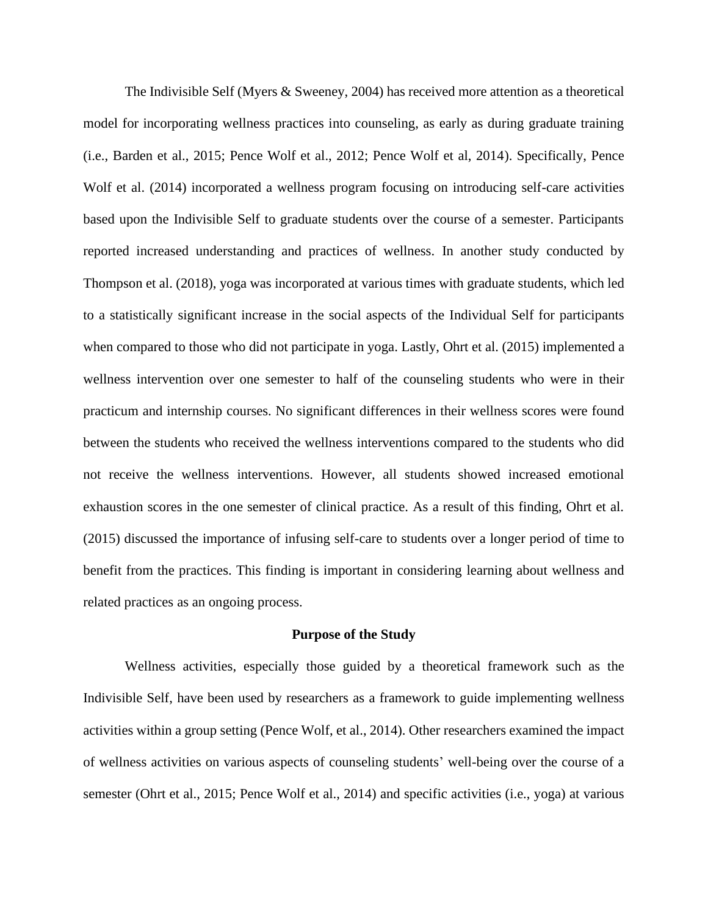The Indivisible Self (Myers & Sweeney, 2004) has received more attention as a theoretical model for incorporating wellness practices into counseling, as early as during graduate training (i.e., Barden et al., 2015; Pence Wolf et al., 2012; Pence Wolf et al, 2014). Specifically, Pence Wolf et al. (2014) incorporated a wellness program focusing on introducing self-care activities based upon the Indivisible Self to graduate students over the course of a semester. Participants reported increased understanding and practices of wellness. In another study conducted by Thompson et al. (2018), yoga was incorporated at various times with graduate students, which led to a statistically significant increase in the social aspects of the Individual Self for participants when compared to those who did not participate in yoga. Lastly, Ohrt et al. (2015) implemented a wellness intervention over one semester to half of the counseling students who were in their practicum and internship courses. No significant differences in their wellness scores were found between the students who received the wellness interventions compared to the students who did not receive the wellness interventions. However, all students showed increased emotional exhaustion scores in the one semester of clinical practice. As a result of this finding, Ohrt et al. (2015) discussed the importance of infusing self-care to students over a longer period of time to benefit from the practices. This finding is important in considering learning about wellness and related practices as an ongoing process.

## Purpose of the Study

Wellness activities, especially those guided by a theoretical framework such as the Indivisible Self, have been used by researchers as a framework to guide implementing wellness activities within a group setting (Pence Wolf, et al., 2014). Other researchers examined the impact of wellness activities on various aspects of counseling students' well-being over the course of a semester (Ohrt et al., 2015; Pence Wolf et al., 2014) and specific activities (i.e., yoga) at various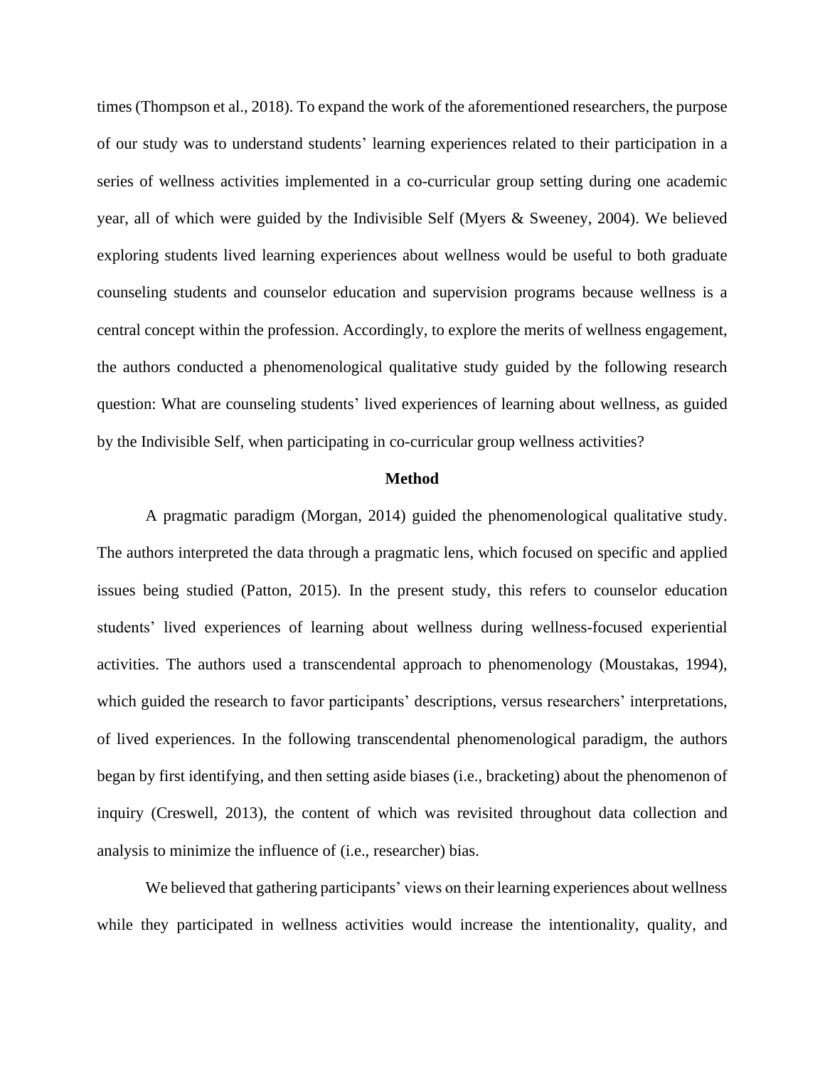times (Thompson et al., 2018). To expand the work of the aforementioned researchers, the purpose of our study was to understand students' learning experiences related to their participation in a series of wellness activities implemented in a co-curricular group setting during one academic year, all of which were guided by the Indivisible Self (Myers & Sweeney, 2004). We believed exploring students lived learning experiences about wellness would be useful to both graduate counseling students and counselor education and supervision programs because wellness is a central concept within the profession. Accordingly, to explore the merits of wellness engagement, the authors conducted a phenomenological qualitative study guided by the following research question: What are counseling students' lived experiences of learning about wellness, as guided by the Indivisible Self, when participating in co-curricular group wellness activities?

## Method

A pragmatic paradigm (Morgan, 2014) guided the phenomenological qualitative study. The authors interpreted the data through a pragmatic lens, which focused on specific and applied issues being studied (Patton, 2015). In the present study, this refers to counselor education students' lived experiences of learning about wellness during wellness-focused experiential activities. The authors used a transcendental approach to phenomenology (Moustakas, 1994), which guided the research to favor participants' descriptions, versus researchers' interpretations, of lived experiences. In the following transcendental phenomenological paradigm, the authors began by first identifying, and then setting aside biases (i.e., bracketing) about the phenomenon of inquiry (Creswell, 2013), the content of which was revisited throughout data collection and analysis to minimize the influence of (i.e., researcher) bias.

We believed that gathering participants' views on their learning experiences about wellness while they participated in wellness activities would increase the intentionality, quality, and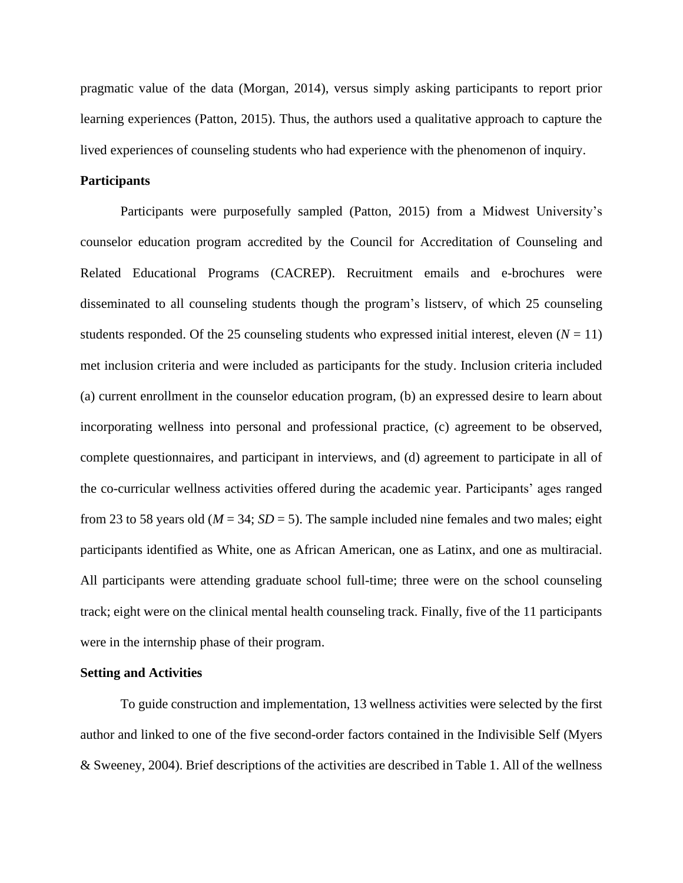pragmatic value of the data (Morgan, 2014), versus simply asking participants to report prior learning experiences (Patton, 2015). Thus, the authors used a qualitative approach to capture the lived experiences of counseling students who had experience with the phenomenon of inquiry.

## Participants

Participants were purposefully sampled (Patton, 2015) from a Midwest University's counselor education program accredited by the Council for Accreditation of Counseling and Related Educational Programs (CACREP). Recruitment emails and e-brochures were disseminated to all counseling students though the program's listserv, of which 25 counseling students responded. Of the 25 counseling students who expressed initial interest, eleven ($N$ = 11) met inclusion criteria and were included as participants for the study. Inclusion criteria included (a) current enrollment in the counselor education program, (b) an expressed desire to learn about incorporating wellness into personal and professional practice, (c) agreement to be observed, complete questionnaires, and participant in interviews, and (d) agreement to participate in all of the co-curricular wellness activities offered during the academic year. Participants' ages ranged from 23 to 58 years old ($M$ = 34; $SD$ = 5). The sample included nine females and two males; eight participants identified as White, one as African American, one as Latinx, and one as multiracial. All participants were attending graduate school full-time; three were on the school counseling track; eight were on the clinical mental health counseling track. Finally, five of the 11 participants were in the internship phase of their program.

## Setting and Activities

To guide construction and implementation, 13 wellness activities were selected by the first author and linked to one of the five second-order factors contained in the Indivisible Self (Myers & Sweeney, 2004). Brief descriptions of the activities are described in Table 1. All of the wellness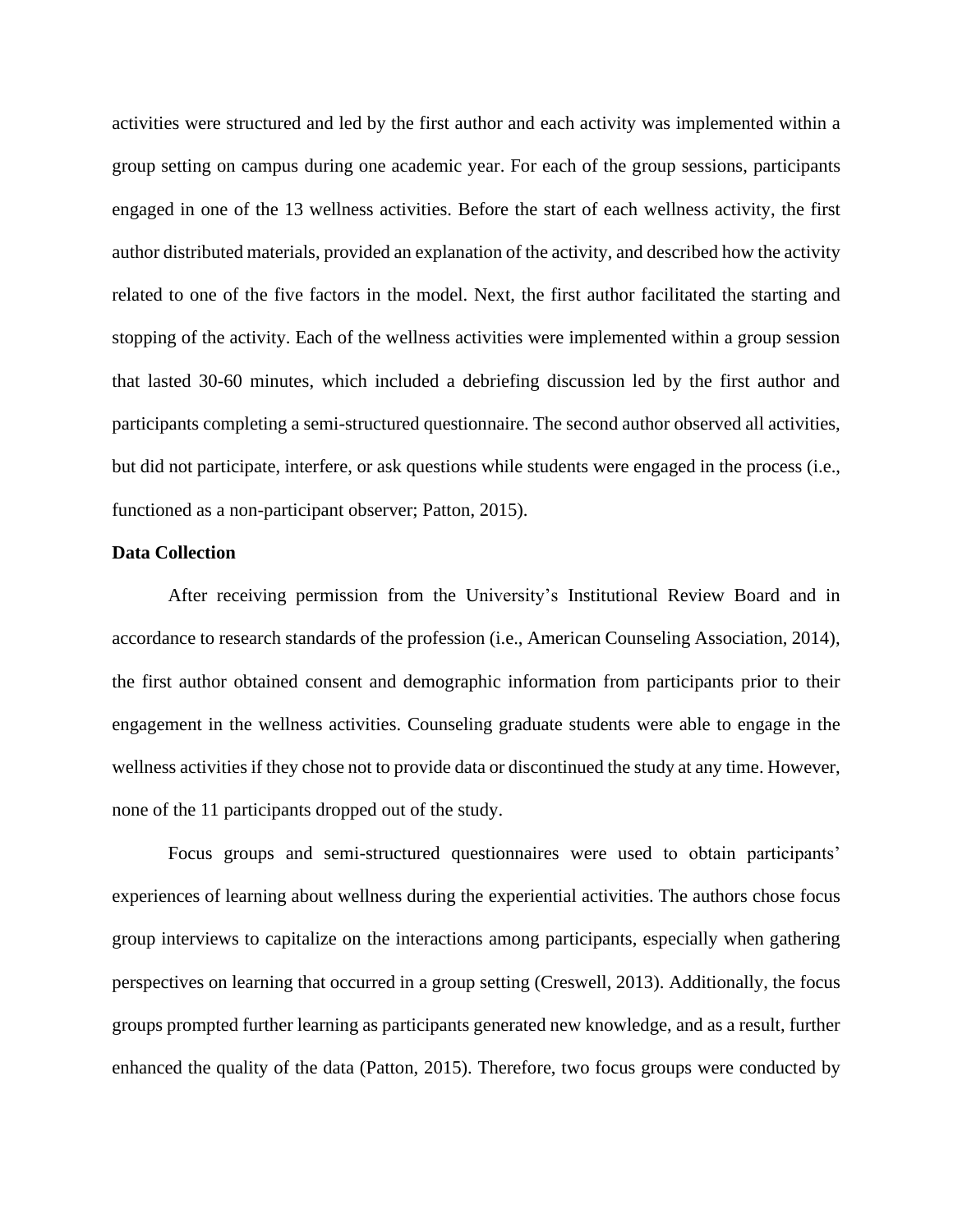activities were structured and led by the first author and each activity was implemented within a group setting on campus during one academic year. For each of the group sessions, participants engaged in one of the 13 wellness activities. Before the start of each wellness activity, the first author distributed materials, provided an explanation of the activity, and described how the activity related to one of the five factors in the model. Next, the first author facilitated the starting and stopping of the activity. Each of the wellness activities were implemented within a group session that lasted 30-60 minutes, which included a debriefing discussion led by the first author and participants completing a semi-structured questionnaire. The second author observed all activities, but did not participate, interfere, or ask questions while students were engaged in the process (i.e., functioned as a non-participant observer; Patton, 2015).

**Data Collection**

After receiving permission from the University's Institutional Review Board and in accordance to research standards of the profession (i.e., American Counseling Association, 2014), the first author obtained consent and demographic information from participants prior to their engagement in the wellness activities. Counseling graduate students were able to engage in the wellness activities if they chose not to provide data or discontinued the study at any time. However, none of the 11 participants dropped out of the study.

Focus groups and semi-structured questionnaires were used to obtain participants' experiences of learning about wellness during the experiential activities. The authors chose focus group interviews to capitalize on the interactions among participants, especially when gathering perspectives on learning that occurred in a group setting (Creswell, 2013). Additionally, the focus groups prompted further learning as participants generated new knowledge, and as a result, further enhanced the quality of the data (Patton, 2015). Therefore, two focus groups were conducted by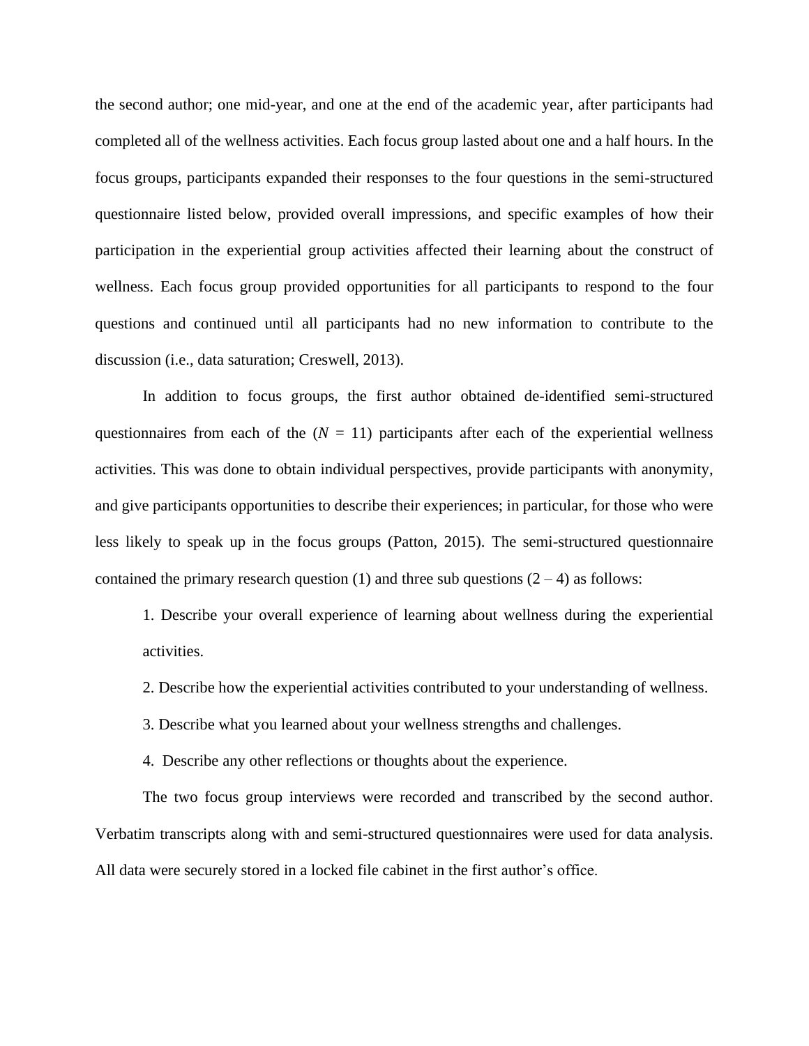the second author; one mid-year, and one at the end of the academic year, after participants had completed all of the wellness activities. Each focus group lasted about one and a half hours. In the focus groups, participants expanded their responses to the four questions in the semi-structured questionnaire listed below, provided overall impressions, and specific examples of how their participation in the experiential group activities affected their learning about the construct of wellness. Each focus group provided opportunities for all participants to respond to the four questions and continued until all participants had no new information to contribute to the discussion (i.e., data saturation; Creswell, 2013).

In addition to focus groups, the first author obtained de-identified semi-structured questionnaires from each of the ($N$ = 11) participants after each of the experiential wellness activities. This was done to obtain individual perspectives, provide participants with anonymity, and give participants opportunities to describe their experiences; in particular, for those who were less likely to speak up in the focus groups (Patton, 2015). The semi-structured questionnaire contained the primary research question (1) and three sub questions (2 – 4) as follows:

1. Describe your overall experience of learning about wellness during the experiential activities.
2. Describe how the experiential activities contributed to your understanding of wellness.
3. Describe what you learned about your wellness strengths and challenges.
4. Describe any other reflections or thoughts about the experience.

The two focus group interviews were recorded and transcribed by the second author. Verbatim transcripts along with and semi-structured questionnaires were used for data analysis. All data were securely stored in a locked file cabinet in the first author's office.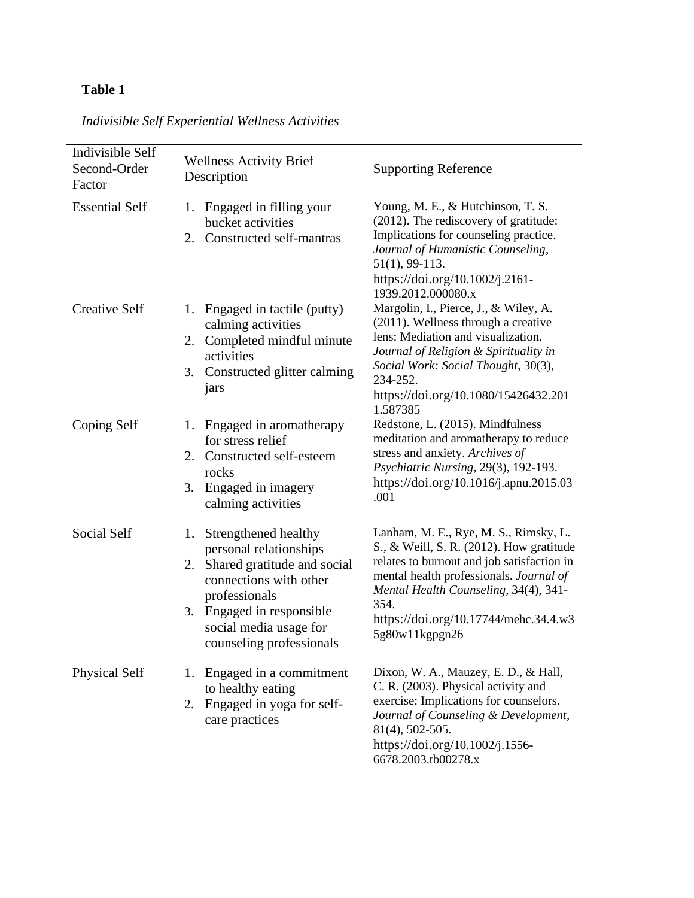**Table 1**

*Indivisible Self Experiential Wellness Activities*

| Indivisible Self Second-Order Factor | Wellness Activity Brief Description | Supporting Reference |
|---|---|---|
| Essential Self | 1. Engaged in filling your bucket activities<br>2. Constructed self-mantras | Young, M. E., & Hutchinson, T. S. (2012). The rediscovery of gratitude: Implications for counseling practice. *Journal of Humanistic Counseling*, 51(1), 99-113. https://doi.org/10.1002/j.2161-1939.2012.000080.x |
| Creative Self | 1. Engaged in tactile (putty) calming activities<br>2. Completed mindful minute activities<br>3. Constructed glitter calming jars | Margolin, I., Pierce, J., & Wiley, A. (2011). Wellness through a creative lens: Mediation and visualization. *Journal of Religion & Spirituality in Social Work: Social Thought*, 30(3), 234-252. https://doi.org/10.1080/15426432.2011.587385 |
| Coping Self | 1. Engaged in aromatherapy for stress relief<br>2. Constructed self-esteem rocks<br>3. Engaged in imagery calming activities | Redstone, L. (2015). Mindfulness meditation and aromatherapy to reduce stress and anxiety. *Archives of Psychiatric Nursing*, 29(3), 192-193. https://doi.org/10.1016/j.apnu.2015.03.001 |
| Social Self | 1. Strengthened healthy personal relationships<br>2. Shared gratitude and social connections with other professionals<br>3. Engaged in responsible social media usage for counseling professionals | Lanham, M. E., Rye, M. S., Rimsky, L. S., & Weill, S. R. (2012). How gratitude relates to burnout and job satisfaction in mental health professionals. *Journal of Mental Health Counseling*, 34(4), 341-354. https://doi.org/10.17744/mehc.34.4.w35g80w11kgpgn26 |
| Physical Self | 1. Engaged in a commitment to healthy eating<br>2. Engaged in yoga for self-care practices | Dixon, W. A., Mauzey, E. D., & Hall, C. R. (2003). Physical activity and exercise: Implications for counselors. *Journal of Counseling & Development*, 81(4), 502-505. https://doi.org/10.1002/j.1556-6678.2003.tb00278.x |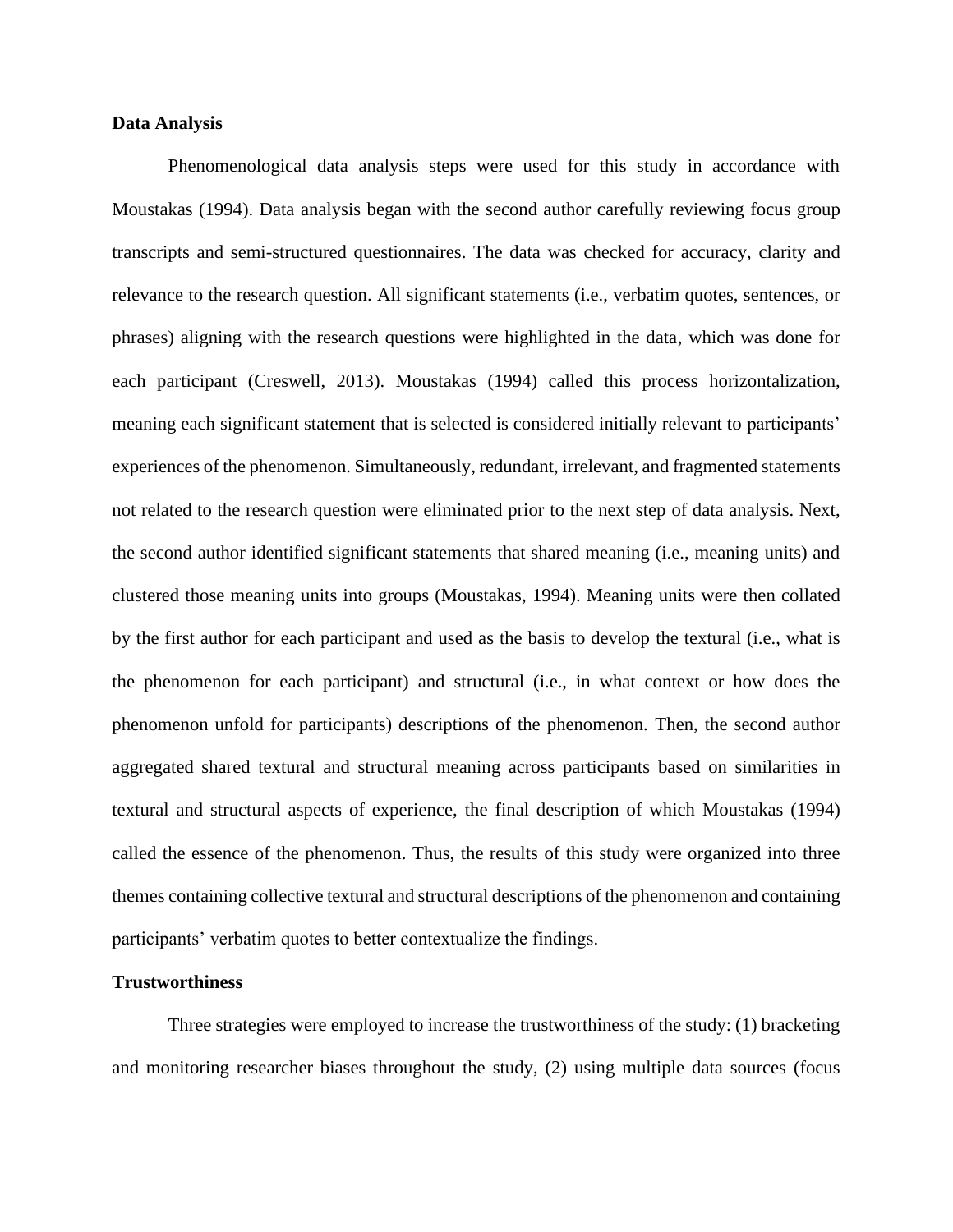**Data Analysis**

Phenomenological data analysis steps were used for this study in accordance with Moustakas (1994). Data analysis began with the second author carefully reviewing focus group transcripts and semi-structured questionnaires. The data was checked for accuracy, clarity and relevance to the research question. All significant statements (i.e., verbatim quotes, sentences, or phrases) aligning with the research questions were highlighted in the data, which was done for each participant (Creswell, 2013). Moustakas (1994) called this process horizontalization, meaning each significant statement that is selected is considered initially relevant to participants' experiences of the phenomenon. Simultaneously, redundant, irrelevant, and fragmented statements not related to the research question were eliminated prior to the next step of data analysis. Next, the second author identified significant statements that shared meaning (i.e., meaning units) and clustered those meaning units into groups (Moustakas, 1994). Meaning units were then collated by the first author for each participant and used as the basis to develop the textural (i.e., what is the phenomenon for each participant) and structural (i.e., in what context or how does the phenomenon unfold for participants) descriptions of the phenomenon. Then, the second author aggregated shared textural and structural meaning across participants based on similarities in textural and structural aspects of experience, the final description of which Moustakas (1994) called the essence of the phenomenon. Thus, the results of this study were organized into three themes containing collective textural and structural descriptions of the phenomenon and containing participants' verbatim quotes to better contextualize the findings.

**Trustworthiness**

Three strategies were employed to increase the trustworthiness of the study: (1) bracketing and monitoring researcher biases throughout the study, (2) using multiple data sources (focus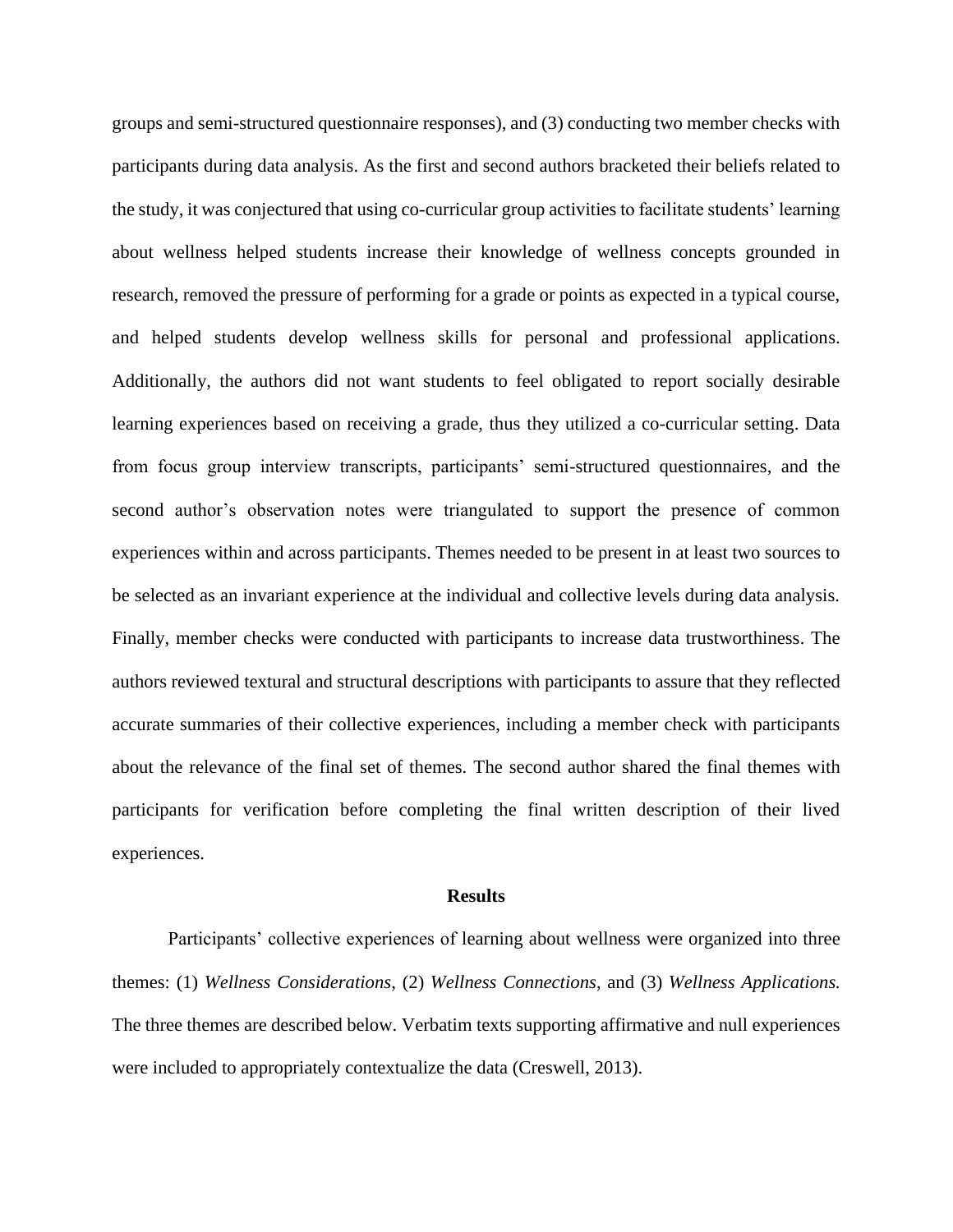groups and semi-structured questionnaire responses), and (3) conducting two member checks with participants during data analysis. As the first and second authors bracketed their beliefs related to the study, it was conjectured that using co-curricular group activities to facilitate students' learning about wellness helped students increase their knowledge of wellness concepts grounded in research, removed the pressure of performing for a grade or points as expected in a typical course, and helped students develop wellness skills for personal and professional applications. Additionally, the authors did not want students to feel obligated to report socially desirable learning experiences based on receiving a grade, thus they utilized a co-curricular setting. Data from focus group interview transcripts, participants' semi-structured questionnaires, and the second author's observation notes were triangulated to support the presence of common experiences within and across participants. Themes needed to be present in at least two sources to be selected as an invariant experience at the individual and collective levels during data analysis. Finally, member checks were conducted with participants to increase data trustworthiness. The authors reviewed textural and structural descriptions with participants to assure that they reflected accurate summaries of their collective experiences, including a member check with participants about the relevance of the final set of themes. The second author shared the final themes with participants for verification before completing the final written description of their lived experiences.

## Results

Participants' collective experiences of learning about wellness were organized into three themes: (1) *Wellness Considerations*, (2) *Wellness Connections*, and (3) *Wellness Applications.* The three themes are described below. Verbatim texts supporting affirmative and null experiences were included to appropriately contextualize the data (Creswell, 2013).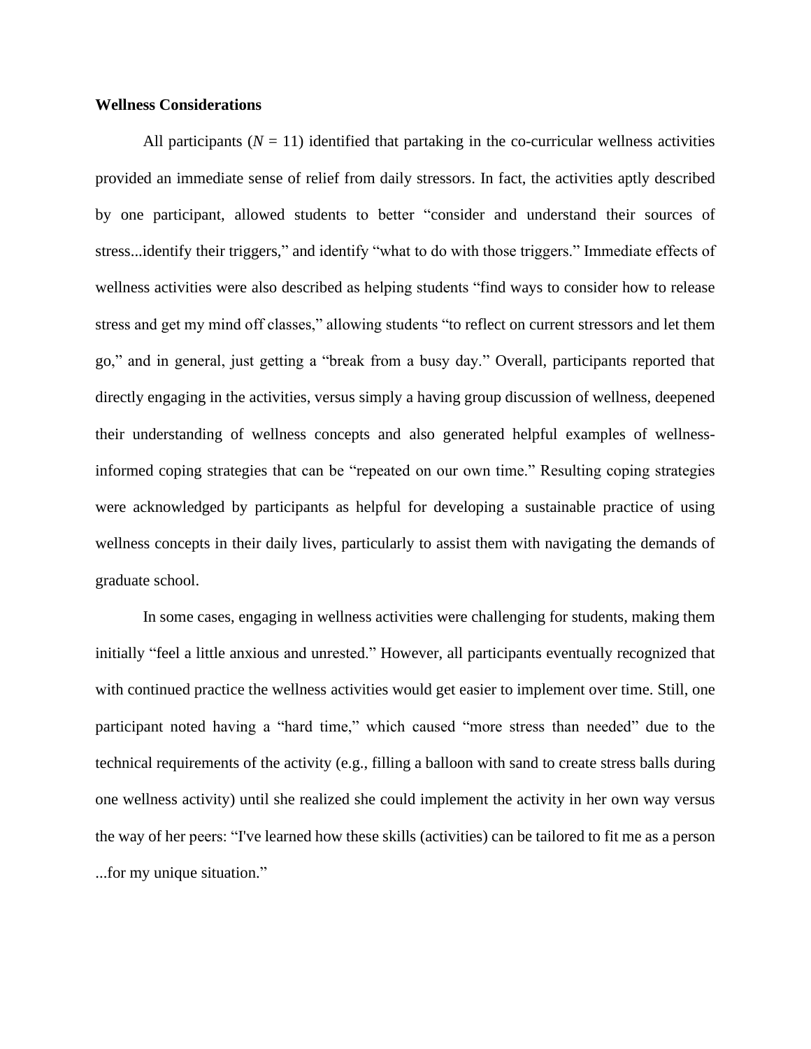**Wellness Considerations**

All participants ($N$ = 11) identified that partaking in the co-curricular wellness activities provided an immediate sense of relief from daily stressors. In fact, the activities aptly described by one participant, allowed students to better "consider and understand their sources of stress...identify their triggers," and identify "what to do with those triggers." Immediate effects of wellness activities were also described as helping students "find ways to consider how to release stress and get my mind off classes," allowing students "to reflect on current stressors and let them go," and in general, just getting a "break from a busy day." Overall, participants reported that directly engaging in the activities, versus simply a having group discussion of wellness, deepened their understanding of wellness concepts and also generated helpful examples of wellness-informed coping strategies that can be "repeated on our own time." Resulting coping strategies were acknowledged by participants as helpful for developing a sustainable practice of using wellness concepts in their daily lives, particularly to assist them with navigating the demands of graduate school.

In some cases, engaging in wellness activities were challenging for students, making them initially "feel a little anxious and unrested." However, all participants eventually recognized that with continued practice the wellness activities would get easier to implement over time. Still, one participant noted having a "hard time," which caused "more stress than needed" due to the technical requirements of the activity (e.g., filling a balloon with sand to create stress balls during one wellness activity) until she realized she could implement the activity in her own way versus the way of her peers: "I've learned how these skills (activities) can be tailored to fit me as a person ...for my unique situation."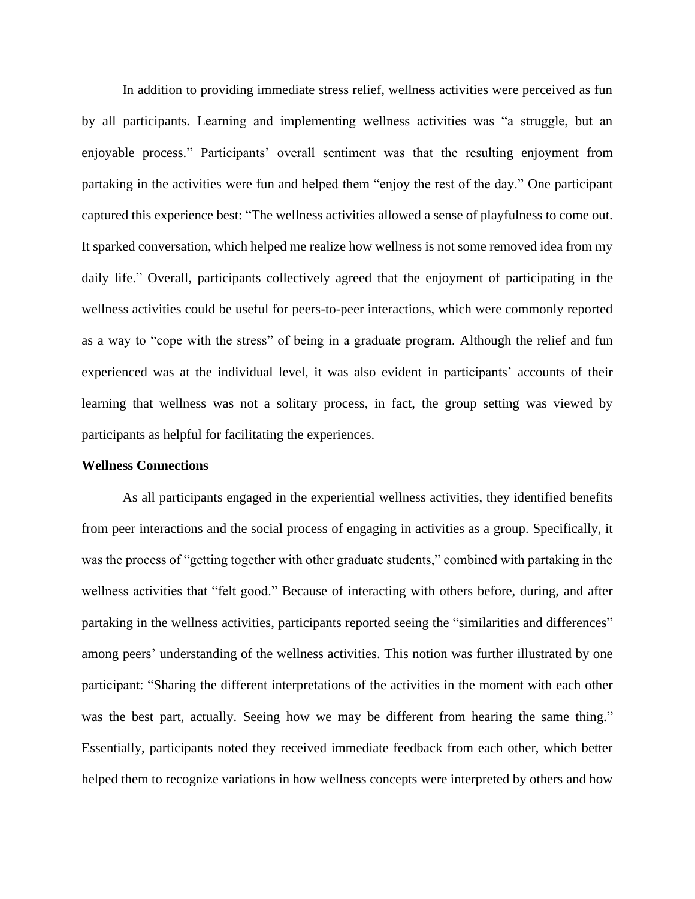In addition to providing immediate stress relief, wellness activities were perceived as fun by all participants. Learning and implementing wellness activities was "a struggle, but an enjoyable process." Participants' overall sentiment was that the resulting enjoyment from partaking in the activities were fun and helped them "enjoy the rest of the day." One participant captured this experience best: "The wellness activities allowed a sense of playfulness to come out. It sparked conversation, which helped me realize how wellness is not some removed idea from my daily life." Overall, participants collectively agreed that the enjoyment of participating in the wellness activities could be useful for peers-to-peer interactions, which were commonly reported as a way to "cope with the stress" of being in a graduate program. Although the relief and fun experienced was at the individual level, it was also evident in participants' accounts of their learning that wellness was not a solitary process, in fact, the group setting was viewed by participants as helpful for facilitating the experiences.

**Wellness Connections**

As all participants engaged in the experiential wellness activities, they identified benefits from peer interactions and the social process of engaging in activities as a group. Specifically, it was the process of "getting together with other graduate students," combined with partaking in the wellness activities that "felt good." Because of interacting with others before, during, and after partaking in the wellness activities, participants reported seeing the "similarities and differences" among peers' understanding of the wellness activities. This notion was further illustrated by one participant: "Sharing the different interpretations of the activities in the moment with each other was the best part, actually. Seeing how we may be different from hearing the same thing." Essentially, participants noted they received immediate feedback from each other, which better helped them to recognize variations in how wellness concepts were interpreted by others and how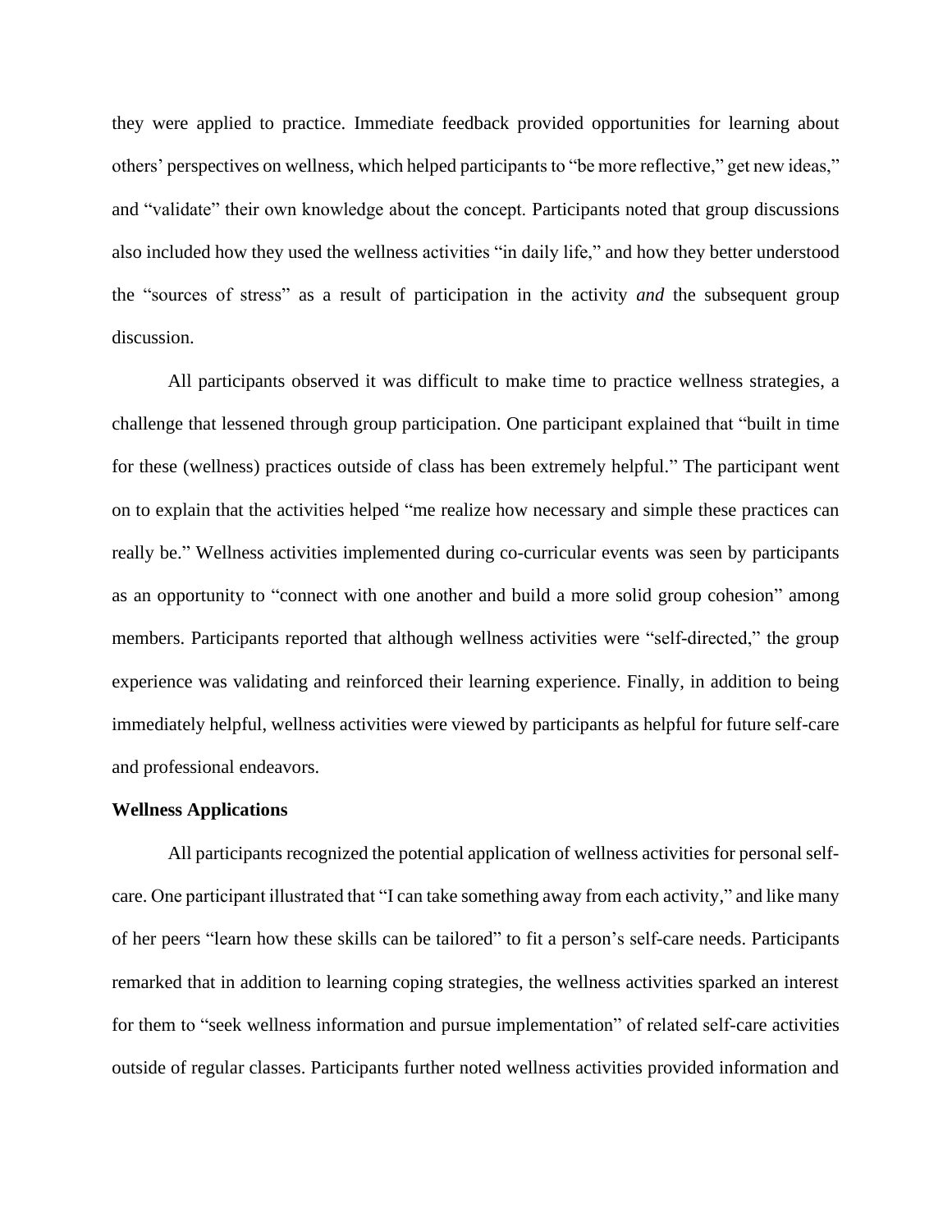they were applied to practice. Immediate feedback provided opportunities for learning about others' perspectives on wellness, which helped participants to "be more reflective," get new ideas," and "validate" their own knowledge about the concept. Participants noted that group discussions also included how they used the wellness activities "in daily life," and how they better understood the "sources of stress" as a result of participation in the activity *and* the subsequent group discussion.

All participants observed it was difficult to make time to practice wellness strategies, a challenge that lessened through group participation. One participant explained that "built in time for these (wellness) practices outside of class has been extremely helpful." The participant went on to explain that the activities helped "me realize how necessary and simple these practices can really be." Wellness activities implemented during co-curricular events was seen by participants as an opportunity to "connect with one another and build a more solid group cohesion" among members. Participants reported that although wellness activities were "self-directed," the group experience was validating and reinforced their learning experience. Finally, in addition to being immediately helpful, wellness activities were viewed by participants as helpful for future self-care and professional endeavors.

**Wellness Applications**

All participants recognized the potential application of wellness activities for personal self-care. One participant illustrated that "I can take something away from each activity," and like many of her peers "learn how these skills can be tailored" to fit a person's self-care needs. Participants remarked that in addition to learning coping strategies, the wellness activities sparked an interest for them to "seek wellness information and pursue implementation" of related self-care activities outside of regular classes. Participants further noted wellness activities provided information and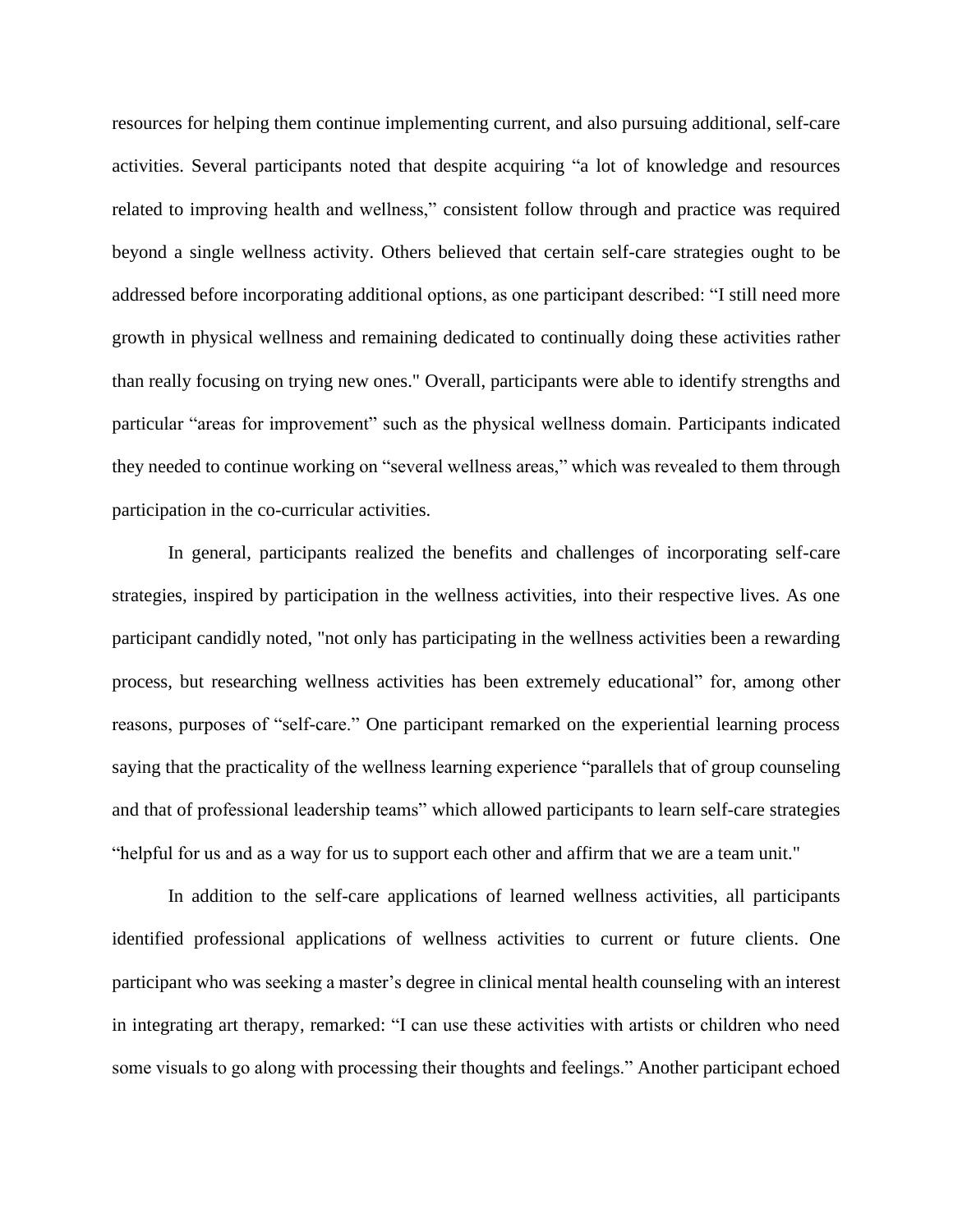resources for helping them continue implementing current, and also pursuing additional, self-care activities. Several participants noted that despite acquiring “a lot of knowledge and resources related to improving health and wellness,” consistent follow through and practice was required beyond a single wellness activity. Others believed that certain self-care strategies ought to be addressed before incorporating additional options, as one participant described: “I still need more growth in physical wellness and remaining dedicated to continually doing these activities rather than really focusing on trying new ones." Overall, participants were able to identify strengths and particular “areas for improvement” such as the physical wellness domain. Participants indicated they needed to continue working on “several wellness areas,” which was revealed to them through participation in the co-curricular activities.

In general, participants realized the benefits and challenges of incorporating self-care strategies, inspired by participation in the wellness activities, into their respective lives. As one participant candidly noted, "not only has participating in the wellness activities been a rewarding process, but researching wellness activities has been extremely educational” for, among other reasons, purposes of “self-care.” One participant remarked on the experiential learning process saying that the practicality of the wellness learning experience “parallels that of group counseling and that of professional leadership teams” which allowed participants to learn self-care strategies “helpful for us and as a way for us to support each other and affirm that we are a team unit."

In addition to the self-care applications of learned wellness activities, all participants identified professional applications of wellness activities to current or future clients. One participant who was seeking a master’s degree in clinical mental health counseling with an interest in integrating art therapy, remarked: “I can use these activities with artists or children who need some visuals to go along with processing their thoughts and feelings.” Another participant echoed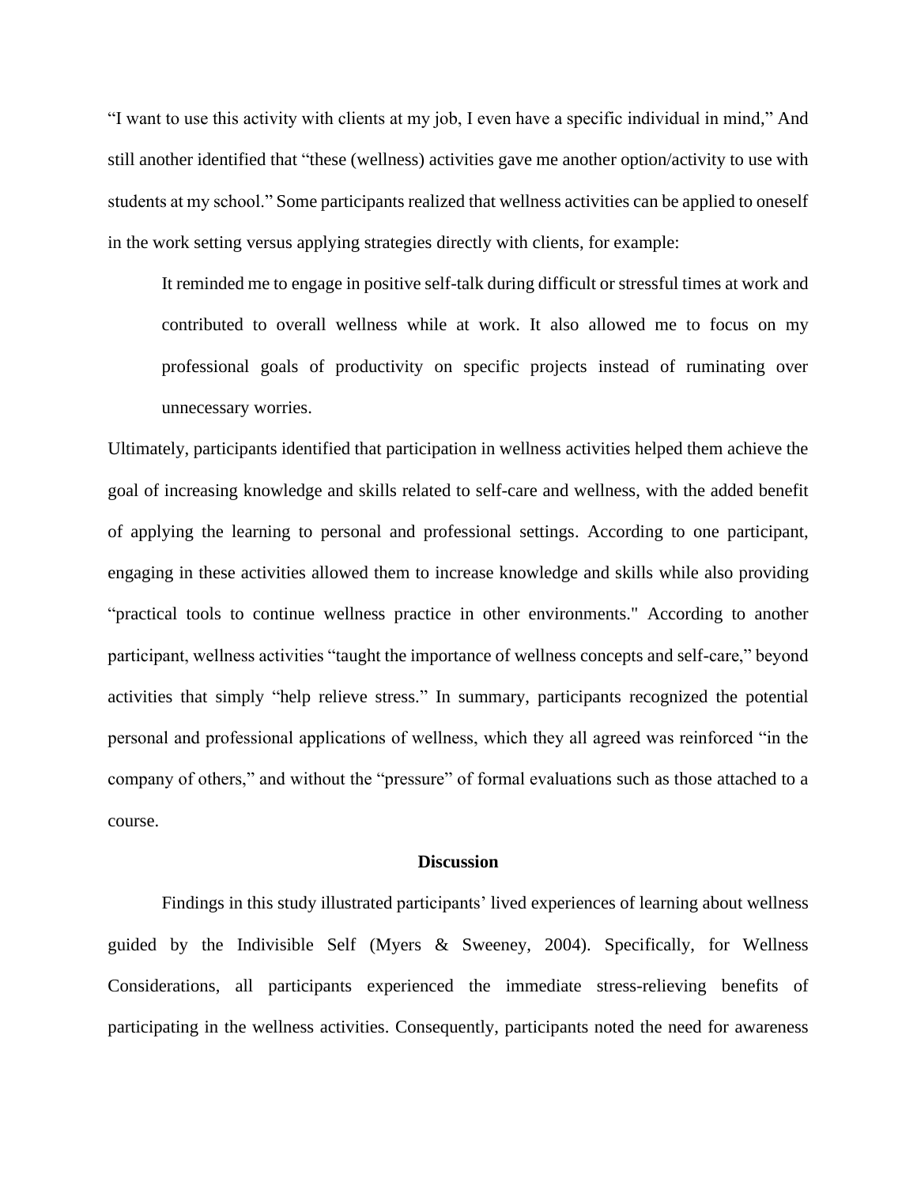"I want to use this activity with clients at my job, I even have a specific individual in mind," And still another identified that "these (wellness) activities gave me another option/activity to use with students at my school." Some participants realized that wellness activities can be applied to oneself in the work setting versus applying strategies directly with clients, for example:

> It reminded me to engage in positive self-talk during difficult or stressful times at work and contributed to overall wellness while at work. It also allowed me to focus on my professional goals of productivity on specific projects instead of ruminating over unnecessary worries.

Ultimately, participants identified that participation in wellness activities helped them achieve the goal of increasing knowledge and skills related to self-care and wellness, with the added benefit of applying the learning to personal and professional settings. According to one participant, engaging in these activities allowed them to increase knowledge and skills while also providing "practical tools to continue wellness practice in other environments." According to another participant, wellness activities "taught the importance of wellness concepts and self-care," beyond activities that simply "help relieve stress." In summary, participants recognized the potential personal and professional applications of wellness, which they all agreed was reinforced "in the company of others," and without the "pressure" of formal evaluations such as those attached to a course.

## Discussion

Findings in this study illustrated participants' lived experiences of learning about wellness guided by the Indivisible Self (Myers & Sweeney, 2004). Specifically, for Wellness Considerations, all participants experienced the immediate stress-relieving benefits of participating in the wellness activities. Consequently, participants noted the need for awareness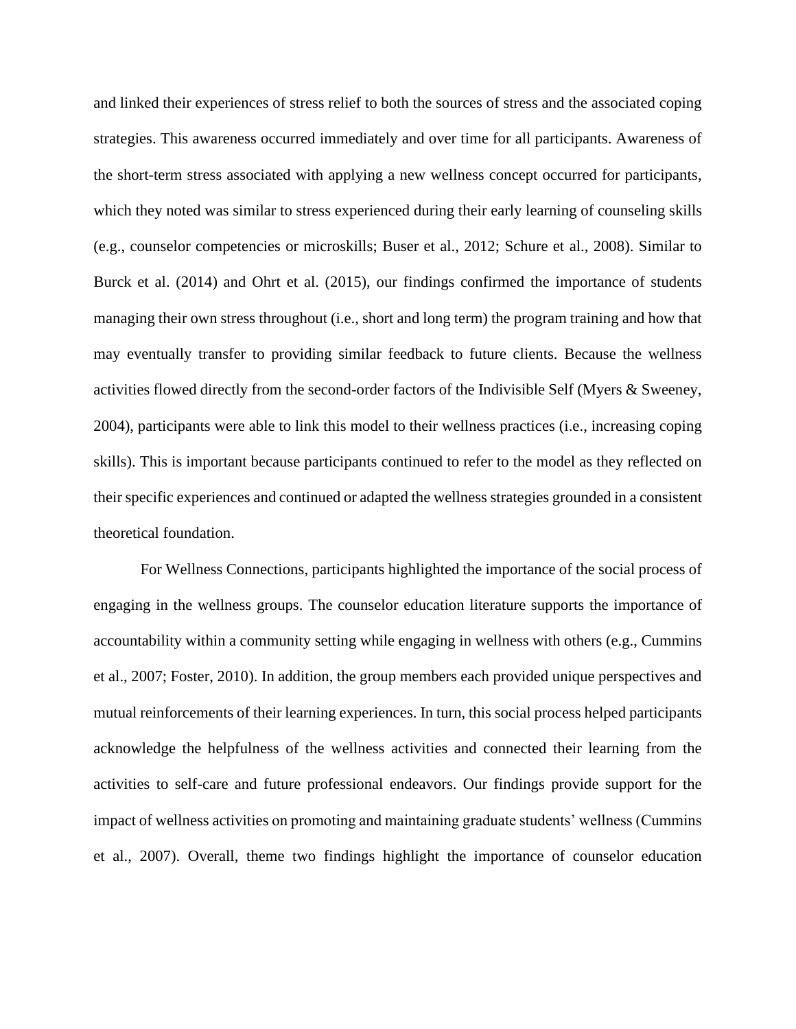and linked their experiences of stress relief to both the sources of stress and the associated coping strategies. This awareness occurred immediately and over time for all participants. Awareness of the short-term stress associated with applying a new wellness concept occurred for participants, which they noted was similar to stress experienced during their early learning of counseling skills (e.g., counselor competencies or microskills; Buser et al., 2012; Schure et al., 2008). Similar to Burck et al. (2014) and Ohrt et al. (2015), our findings confirmed the importance of students managing their own stress throughout (i.e., short and long term) the program training and how that may eventually transfer to providing similar feedback to future clients. Because the wellness activities flowed directly from the second-order factors of the Indivisible Self (Myers & Sweeney, 2004), participants were able to link this model to their wellness practices (i.e., increasing coping skills). This is important because participants continued to refer to the model as they reflected on their specific experiences and continued or adapted the wellness strategies grounded in a consistent theoretical foundation.

For Wellness Connections, participants highlighted the importance of the social process of engaging in the wellness groups. The counselor education literature supports the importance of accountability within a community setting while engaging in wellness with others (e.g., Cummins et al., 2007; Foster, 2010). In addition, the group members each provided unique perspectives and mutual reinforcements of their learning experiences. In turn, this social process helped participants acknowledge the helpfulness of the wellness activities and connected their learning from the activities to self-care and future professional endeavors. Our findings provide support for the impact of wellness activities on promoting and maintaining graduate students' wellness (Cummins et al., 2007). Overall, theme two findings highlight the importance of counselor education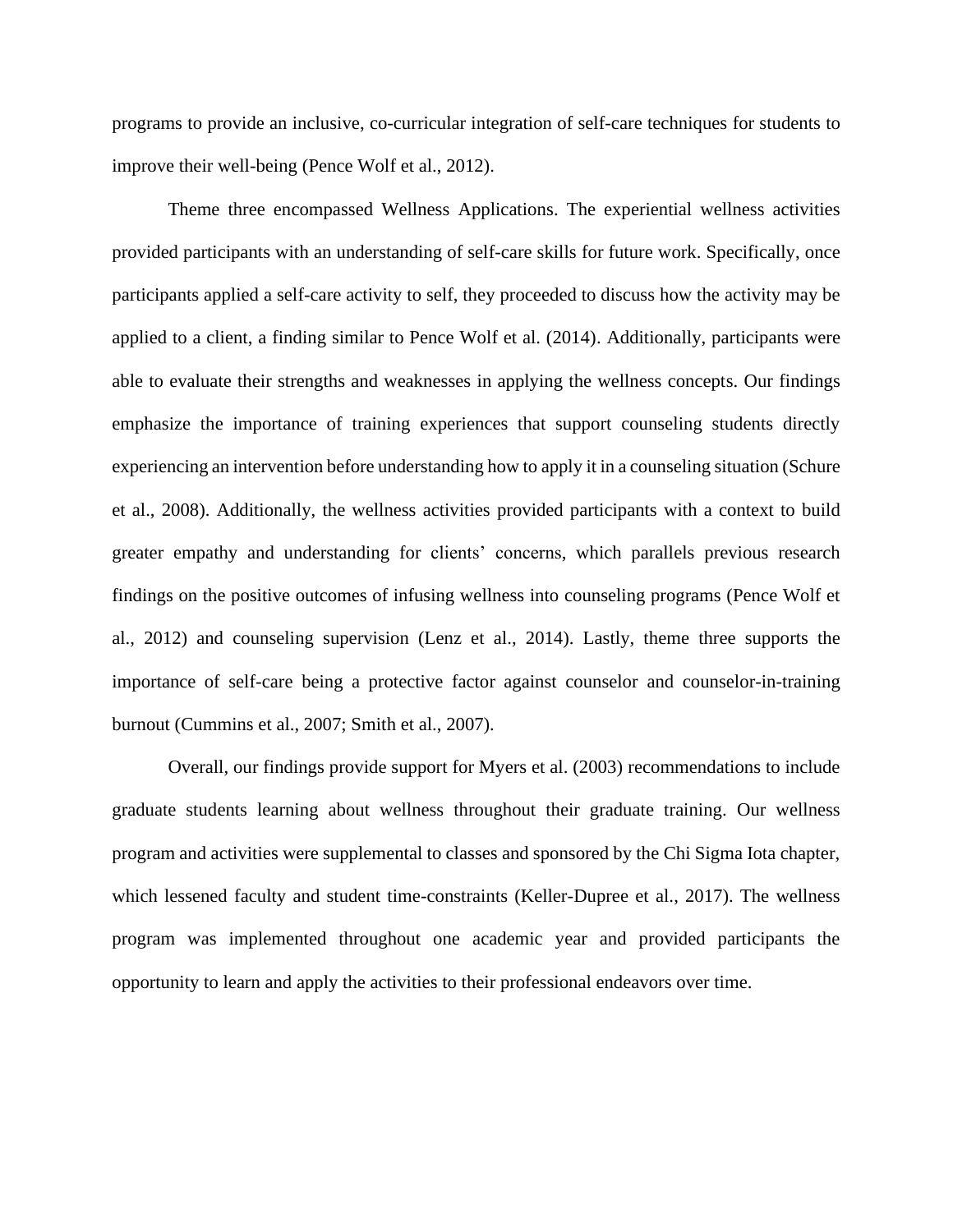programs to provide an inclusive, co-curricular integration of self-care techniques for students to improve their well-being (Pence Wolf et al., 2012).

Theme three encompassed Wellness Applications. The experiential wellness activities provided participants with an understanding of self-care skills for future work. Specifically, once participants applied a self-care activity to self, they proceeded to discuss how the activity may be applied to a client, a finding similar to Pence Wolf et al. (2014). Additionally, participants were able to evaluate their strengths and weaknesses in applying the wellness concepts. Our findings emphasize the importance of training experiences that support counseling students directly experiencing an intervention before understanding how to apply it in a counseling situation (Schure et al., 2008). Additionally, the wellness activities provided participants with a context to build greater empathy and understanding for clients' concerns, which parallels previous research findings on the positive outcomes of infusing wellness into counseling programs (Pence Wolf et al., 2012) and counseling supervision (Lenz et al., 2014). Lastly, theme three supports the importance of self-care being a protective factor against counselor and counselor-in-training burnout (Cummins et al., 2007; Smith et al., 2007).

Overall, our findings provide support for Myers et al. (2003) recommendations to include graduate students learning about wellness throughout their graduate training. Our wellness program and activities were supplemental to classes and sponsored by the Chi Sigma Iota chapter, which lessened faculty and student time-constraints (Keller-Dupree et al., 2017). The wellness program was implemented throughout one academic year and provided participants the opportunity to learn and apply the activities to their professional endeavors over time.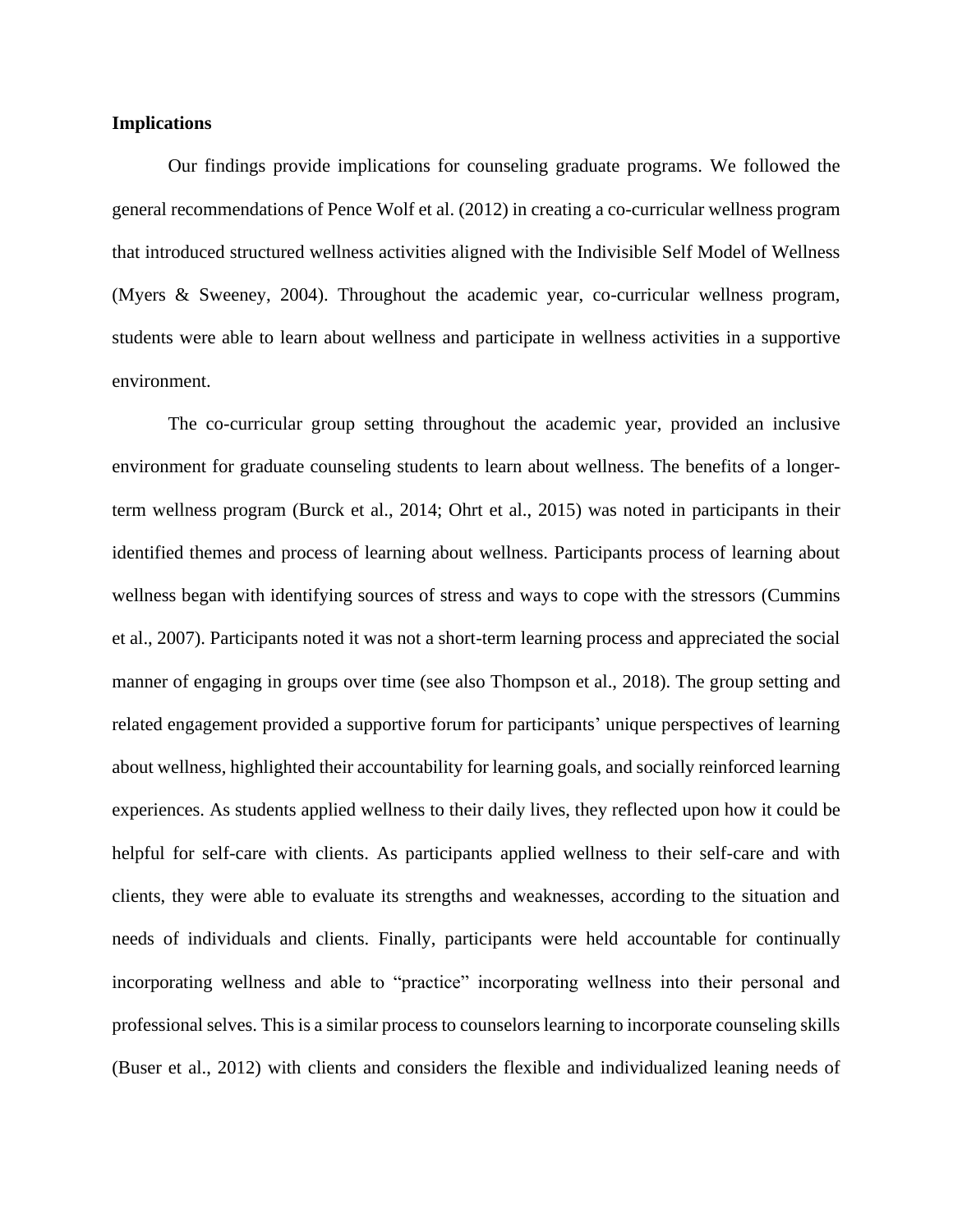**Implications**

Our findings provide implications for counseling graduate programs. We followed the general recommendations of Pence Wolf et al. (2012) in creating a co-curricular wellness program that introduced structured wellness activities aligned with the Indivisible Self Model of Wellness (Myers & Sweeney, 2004). Throughout the academic year, co-curricular wellness program, students were able to learn about wellness and participate in wellness activities in a supportive environment.

The co-curricular group setting throughout the academic year, provided an inclusive environment for graduate counseling students to learn about wellness. The benefits of a longer-term wellness program (Burck et al., 2014; Ohrt et al., 2015) was noted in participants in their identified themes and process of learning about wellness. Participants process of learning about wellness began with identifying sources of stress and ways to cope with the stressors (Cummins et al., 2007). Participants noted it was not a short-term learning process and appreciated the social manner of engaging in groups over time (see also Thompson et al., 2018). The group setting and related engagement provided a supportive forum for participants' unique perspectives of learning about wellness, highlighted their accountability for learning goals, and socially reinforced learning experiences. As students applied wellness to their daily lives, they reflected upon how it could be helpful for self-care with clients. As participants applied wellness to their self-care and with clients, they were able to evaluate its strengths and weaknesses, according to the situation and needs of individuals and clients. Finally, participants were held accountable for continually incorporating wellness and able to "practice" incorporating wellness into their personal and professional selves. This is a similar process to counselors learning to incorporate counseling skills (Buser et al., 2012) with clients and considers the flexible and individualized leaning needs of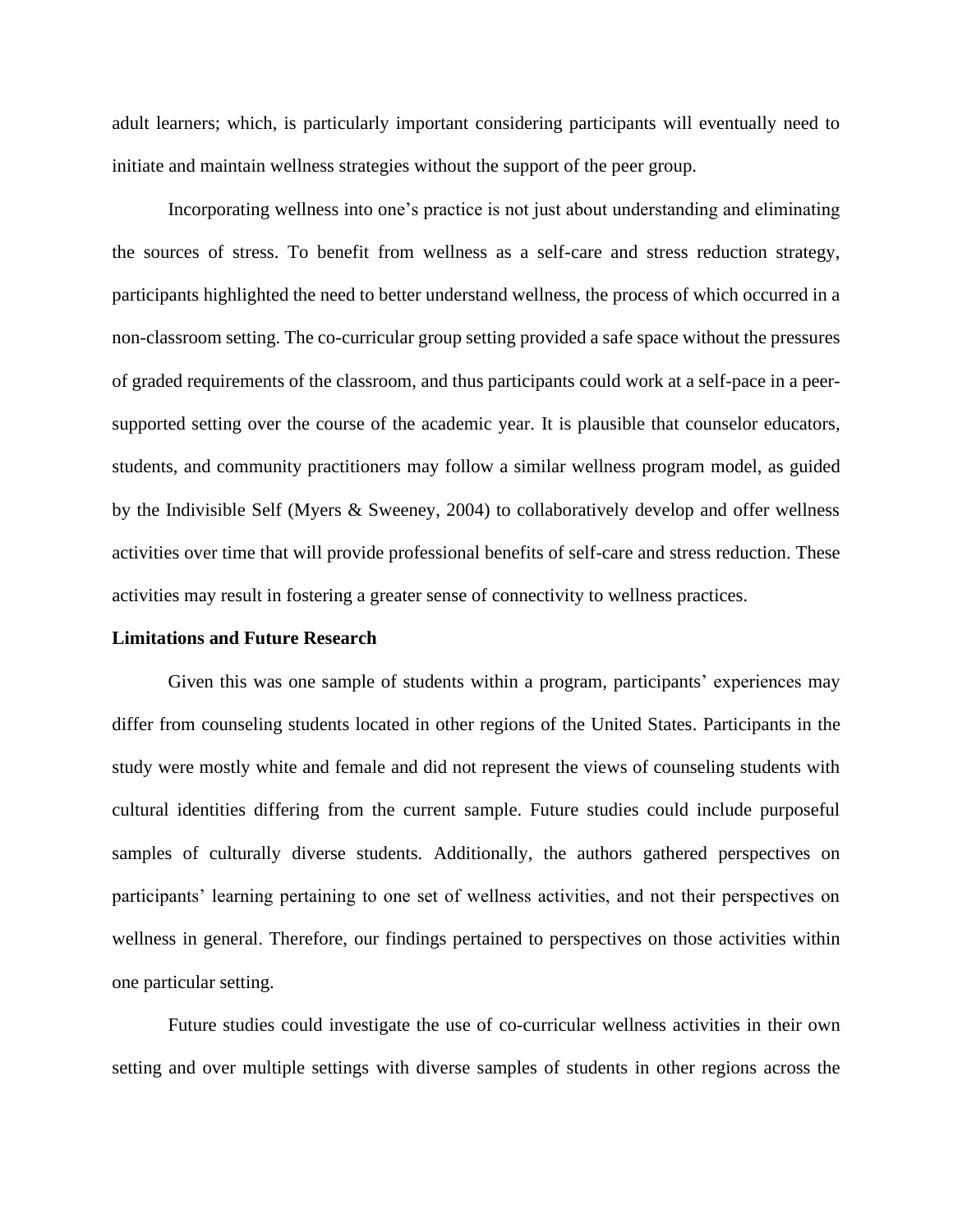adult learners; which, is particularly important considering participants will eventually need to initiate and maintain wellness strategies without the support of the peer group.

Incorporating wellness into one's practice is not just about understanding and eliminating the sources of stress. To benefit from wellness as a self-care and stress reduction strategy, participants highlighted the need to better understand wellness, the process of which occurred in a non-classroom setting. The co-curricular group setting provided a safe space without the pressures of graded requirements of the classroom, and thus participants could work at a self-pace in a peer-supported setting over the course of the academic year. It is plausible that counselor educators, students, and community practitioners may follow a similar wellness program model, as guided by the Indivisible Self (Myers & Sweeney, 2004) to collaboratively develop and offer wellness activities over time that will provide professional benefits of self-care and stress reduction. These activities may result in fostering a greater sense of connectivity to wellness practices.

**Limitations and Future Research**

Given this was one sample of students within a program, participants' experiences may differ from counseling students located in other regions of the United States. Participants in the study were mostly white and female and did not represent the views of counseling students with cultural identities differing from the current sample. Future studies could include purposeful samples of culturally diverse students. Additionally, the authors gathered perspectives on participants' learning pertaining to one set of wellness activities, and not their perspectives on wellness in general. Therefore, our findings pertained to perspectives on those activities within one particular setting.

Future studies could investigate the use of co-curricular wellness activities in their own setting and over multiple settings with diverse samples of students in other regions across the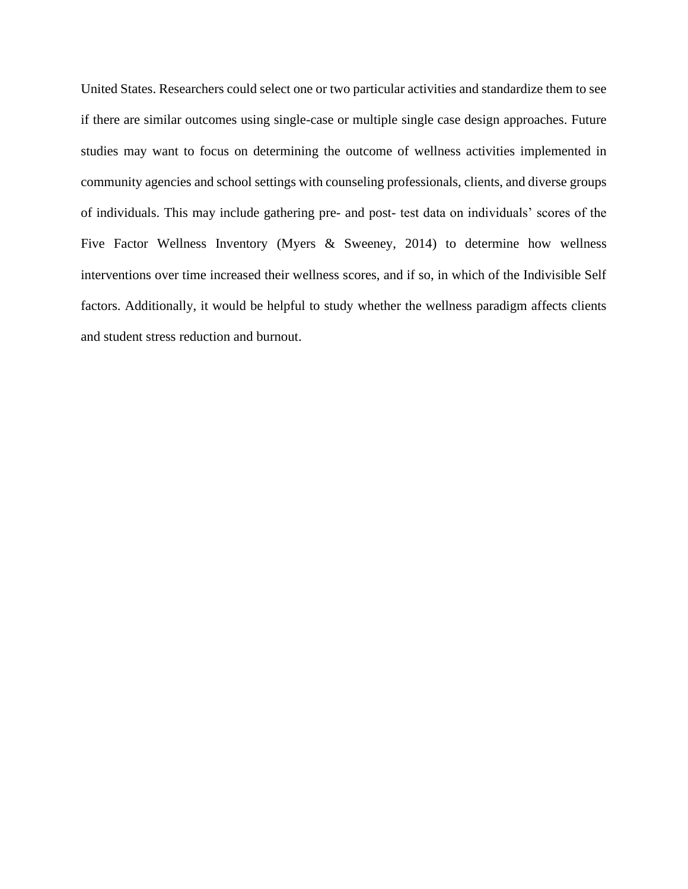United States. Researchers could select one or two particular activities and standardize them to see if there are similar outcomes using single-case or multiple single case design approaches. Future studies may want to focus on determining the outcome of wellness activities implemented in community agencies and school settings with counseling professionals, clients, and diverse groups of individuals. This may include gathering pre- and post- test data on individuals' scores of the Five Factor Wellness Inventory (Myers & Sweeney, 2014) to determine how wellness interventions over time increased their wellness scores, and if so, in which of the Indivisible Self factors. Additionally, it would be helpful to study whether the wellness paradigm affects clients and student stress reduction and burnout.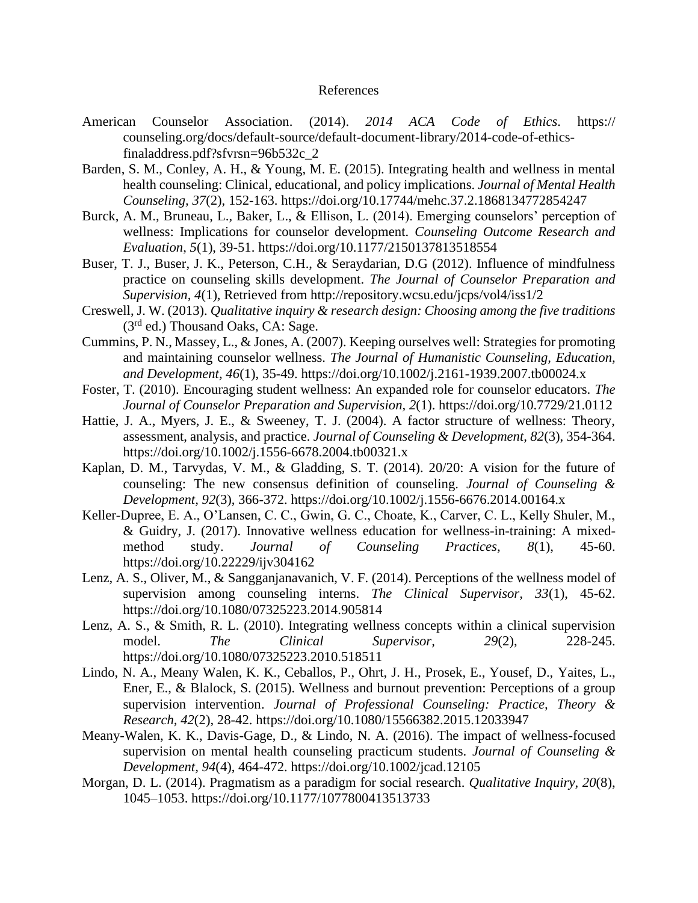# References

American Counselor Association. (2014). *2014 ACA Code of Ethics*. https:// counseling.org/docs/default-source/default-document-library/2014-code-of-ethics-finaladdress.pdf?sfvrsn=96b532c_2

Barden, S. M., Conley, A. H., & Young, M. E. (2015). Integrating health and wellness in mental health counseling: Clinical, educational, and policy implications. *Journal of Mental Health Counseling, 37*(2), 152-163. https://doi.org/10.17744/mehc.37.2.1868134772854247

Burck, A. M., Bruneau, L., Baker, L., & Ellison, L. (2014). Emerging counselors' perception of wellness: Implications for counselor development. *Counseling Outcome Research and Evaluation, 5*(1), 39-51. https://doi.org/10.1177/2150137813518554

Buser, T. J., Buser, J. K., Peterson, C.H., & Seraydarian, D.G (2012). Influence of mindfulness practice on counseling skills development. *The Journal of Counselor Preparation and Supervision, 4*(1), Retrieved from http://repository.wcsu.edu/jcps/vol4/iss1/2

Creswell, J. W. (2013). *Qualitative inquiry & research design: Choosing among the five traditions* (3rd ed.) Thousand Oaks, CA: Sage.

Cummins, P. N., Massey, L., & Jones, A. (2007). Keeping ourselves well: Strategies for promoting and maintaining counselor wellness. *The Journal of Humanistic Counseling, Education, and Development, 46*(1), 35-49. https://doi.org/10.1002/j.2161-1939.2007.tb00024.x

Foster, T. (2010). Encouraging student wellness: An expanded role for counselor educators. *The Journal of Counselor Preparation and Supervision, 2*(1). https://doi.org/10.7729/21.0112

Hattie, J. A., Myers, J. E., & Sweeney, T. J. (2004). A factor structure of wellness: Theory, assessment, analysis, and practice. *Journal of Counseling & Development, 82*(3), 354-364. https://doi.org/10.1002/j.1556-6678.2004.tb00321.x

Kaplan, D. M., Tarvydas, V. M., & Gladding, S. T. (2014). 20/20: A vision for the future of counseling: The new consensus definition of counseling. *Journal of Counseling & Development, 92*(3), 366-372. https://doi.org/10.1002/j.1556-6676.2014.00164.x

Keller-Dupree, E. A., O'Lansen, C. C., Gwin, G. C., Choate, K., Carver, C. L., Kelly Shuler, M., & Guidry, J. (2017). Innovative wellness education for wellness-in-training: A mixed-method study. *Journal of Counseling Practices, 8*(1), 45-60. https://doi.org/10.22229/ijv304162

Lenz, A. S., Oliver, M., & Sangganjanavanich, V. F. (2014). Perceptions of the wellness model of supervision among counseling interns. *The Clinical Supervisor, 33*(1), 45-62. https://doi.org/10.1080/07325223.2014.905814

Lenz, A. S., & Smith, R. L. (2010). Integrating wellness concepts within a clinical supervision model. *The Clinical Supervisor, 29*(2), 228-245. https://doi.org/10.1080/07325223.2010.518511

Lindo, N. A., Meany Walen, K. K., Ceballos, P., Ohrt, J. H., Prosek, E., Yousef, D., Yaites, L., Ener, E., & Blalock, S. (2015). Wellness and burnout prevention: Perceptions of a group supervision intervention. *Journal of Professional Counseling: Practice, Theory & Research, 42*(2), 28-42. https://doi.org/10.1080/15566382.2015.12033947

Meany-Walen, K. K., Davis-Gage, D., & Lindo, N. A. (2016). The impact of wellness-focused supervision on mental health counseling practicum students. *Journal of Counseling & Development, 94*(4), 464-472. https://doi.org/10.1002/jcad.12105

Morgan, D. L. (2014). Pragmatism as a paradigm for social research. *Qualitative Inquiry, 20*(8), 1045–1053. https://doi.org/10.1177/1077800413513733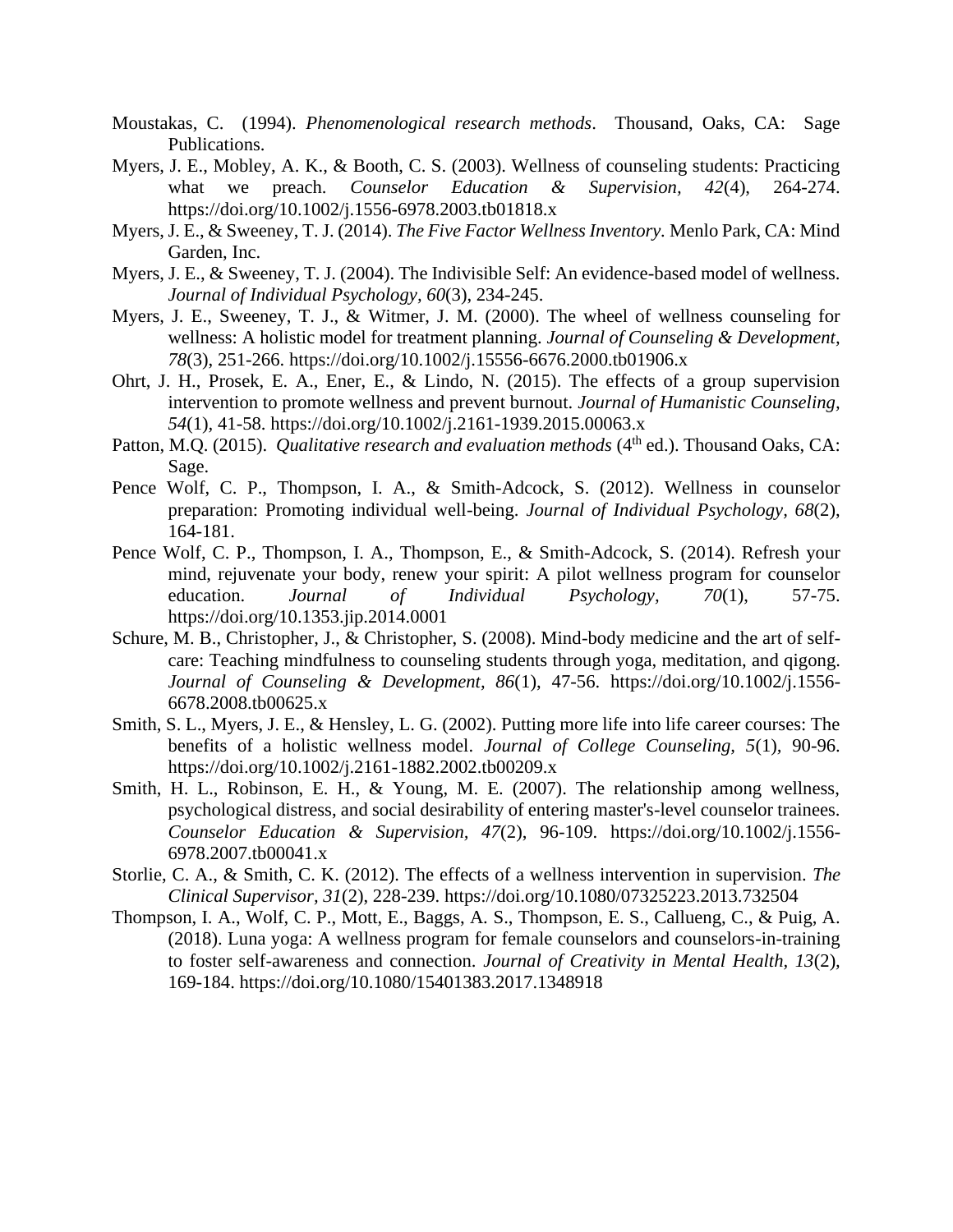Moustakas, C. (1994). *Phenomenological research methods*. Thousand, Oaks, CA: Sage Publications.

Myers, J. E., Mobley, A. K., & Booth, C. S. (2003). Wellness of counseling students: Practicing what we preach. *Counselor Education & Supervision, 42*(4), 264-274. https://doi.org/10.1002/j.1556-6978.2003.tb01818.x

Myers, J. E., & Sweeney, T. J. (2014). *The Five Factor Wellness Inventory*. Menlo Park, CA: Mind Garden, Inc.

Myers, J. E., & Sweeney, T. J. (2004). The Indivisible Self: An evidence-based model of wellness. *Journal of Individual Psychology, 60*(3), 234-245.

Myers, J. E., Sweeney, T. J., & Witmer, J. M. (2000). The wheel of wellness counseling for wellness: A holistic model for treatment planning. *Journal of Counseling & Development, 78*(3), 251-266. https://doi.org/10.1002/j.15556-6676.2000.tb01906.x

Ohrt, J. H., Prosek, E. A., Ener, E., & Lindo, N. (2015). The effects of a group supervision intervention to promote wellness and prevent burnout. *Journal of Humanistic Counseling, 54*(1), 41-58. https://doi.org/10.1002/j.2161-1939.2015.00063.x

Patton, M.Q. (2015). *Qualitative research and evaluation methods* (4th ed.). Thousand Oaks, CA: Sage.

Pence Wolf, C. P., Thompson, I. A., & Smith-Adcock, S. (2012). Wellness in counselor preparation: Promoting individual well-being. *Journal of Individual Psychology, 68*(2), 164-181.

Pence Wolf, C. P., Thompson, I. A., Thompson, E., & Smith-Adcock, S. (2014). Refresh your mind, rejuvenate your body, renew your spirit: A pilot wellness program for counselor education. *Journal of Individual Psychology, 70*(1), 57-75. https://doi.org/10.1353.jip.2014.0001

Schure, M. B., Christopher, J., & Christopher, S. (2008). Mind-body medicine and the art of self-care: Teaching mindfulness to counseling students through yoga, meditation, and qigong. *Journal of Counseling & Development, 86*(1), 47-56. https://doi.org/10.1002/j.1556-6678.2008.tb00625.x

Smith, S. L., Myers, J. E., & Hensley, L. G. (2002). Putting more life into life career courses: The benefits of a holistic wellness model. *Journal of College Counseling, 5*(1), 90-96. https://doi.org/10.1002/j.2161-1882.2002.tb00209.x

Smith, H. L., Robinson, E. H., & Young, M. E. (2007). The relationship among wellness, psychological distress, and social desirability of entering master's-level counselor trainees. *Counselor Education & Supervision, 47*(2), 96-109. https://doi.org/10.1002/j.1556-6978.2007.tb00041.x

Storlie, C. A., & Smith, C. K. (2012). The effects of a wellness intervention in supervision. *The Clinical Supervisor, 31*(2), 228-239. https://doi.org/10.1080/07325223.2013.732504

Thompson, I. A., Wolf, C. P., Mott, E., Baggs, A. S., Thompson, E. S., Callueng, C., & Puig, A. (2018). Luna yoga: A wellness program for female counselors and counselors-in-training to foster self-awareness and connection. *Journal of Creativity in Mental Health, 13*(2), 169-184. https://doi.org/10.1080/15401383.2017.1348918